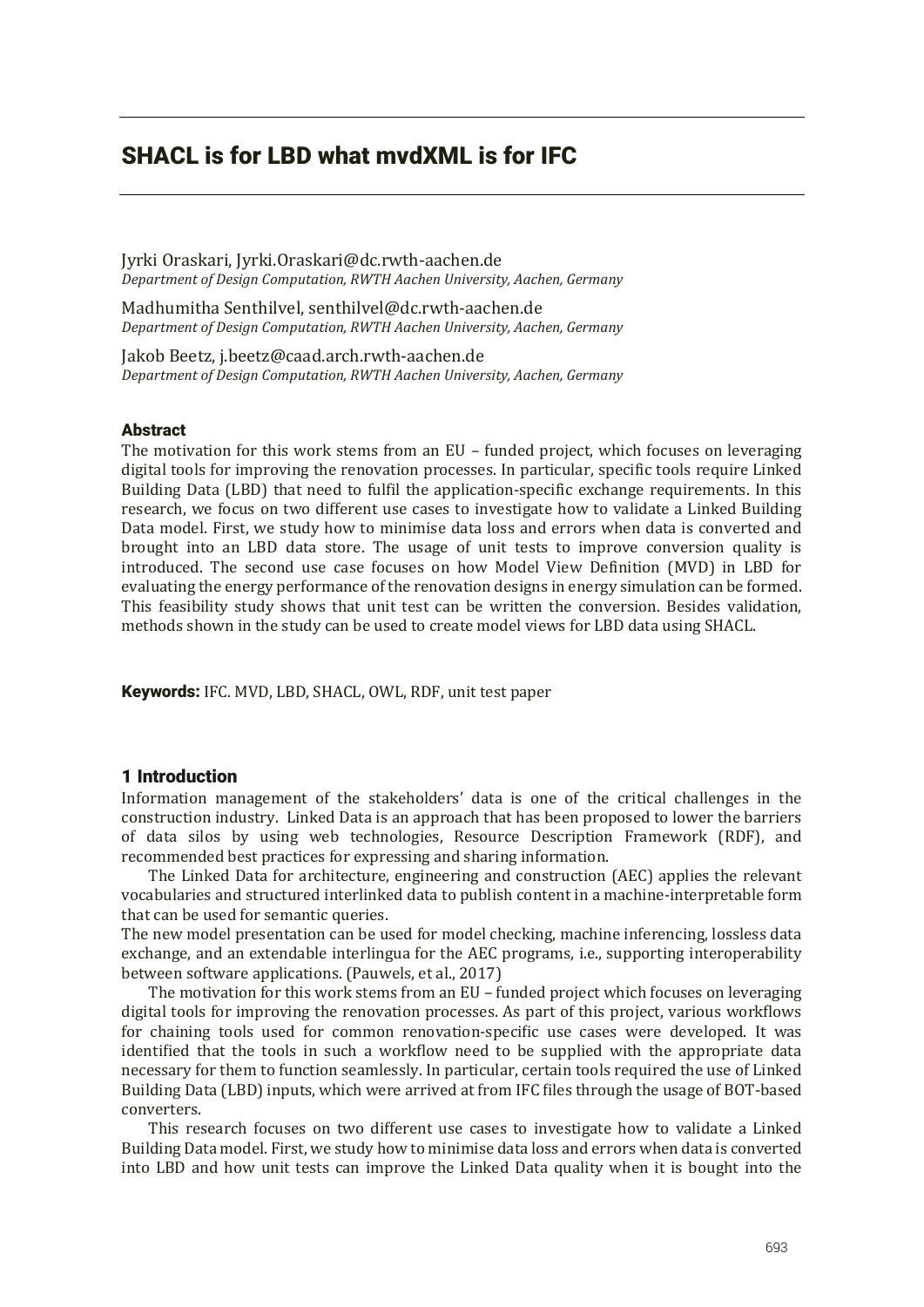# SHACL is for LBD what mvdXML is for IFC

Jyrki Oraskari, Jyrki.Oraskari@dc.rwth-aachen.de
*Department of Design Computation, RWTH Aachen University, Aachen, Germany*

Madhumitha Senthilvel, senthilvel@dc.rwth-aachen.de
*Department of Design Computation, RWTH Aachen University, Aachen, Germany*

Jakob Beetz, j.beetz@caad.arch.rwth-aachen.de
*Department of Design Computation, RWTH Aachen University, Aachen, Germany*

## Abstract

The motivation for this work stems from an EU – funded project, which focuses on leveraging digital tools for improving the renovation processes. In particular, specific tools require Linked Building Data (LBD) that need to fulfil the application-specific exchange requirements. In this research, we focus on two different use cases to investigate how to validate a Linked Building Data model. First, we study how to minimise data loss and errors when data is converted and brought into an LBD data store. The usage of unit tests to improve conversion quality is introduced. The second use case focuses on how Model View Definition (MVD) in LBD for evaluating the energy performance of the renovation designs in energy simulation can be formed. This feasibility study shows that unit test can be written the conversion. Besides validation, methods shown in the study can be used to create model views for LBD data using SHACL.

**Keywords:** IFC. MVD, LBD, SHACL, OWL, RDF, unit test paper

## 1 Introduction

Information management of the stakeholders' data is one of the critical challenges in the construction industry. Linked Data is an approach that has been proposed to lower the barriers of data silos by using web technologies, Resource Description Framework (RDF), and recommended best practices for expressing and sharing information.

The Linked Data for architecture, engineering and construction (AEC) applies the relevant vocabularies and structured interlinked data to publish content in a machine-interpretable form that can be used for semantic queries.

The new model presentation can be used for model checking, machine inferencing, lossless data exchange, and an extendable interlingua for the AEC programs, i.e., supporting interoperability between software applications. (Pauwels, et al., 2017)

The motivation for this work stems from an EU – funded project which focuses on leveraging digital tools for improving the renovation processes. As part of this project, various workflows for chaining tools used for common renovation-specific use cases were developed. It was identified that the tools in such a workflow need to be supplied with the appropriate data necessary for them to function seamlessly. In particular, certain tools required the use of Linked Building Data (LBD) inputs, which were arrived at from IFC files through the usage of BOT-based converters.

This research focuses on two different use cases to investigate how to validate a Linked Building Data model. First, we study how to minimise data loss and errors when data is converted into LBD and how unit tests can improve the Linked Data quality when it is bought into the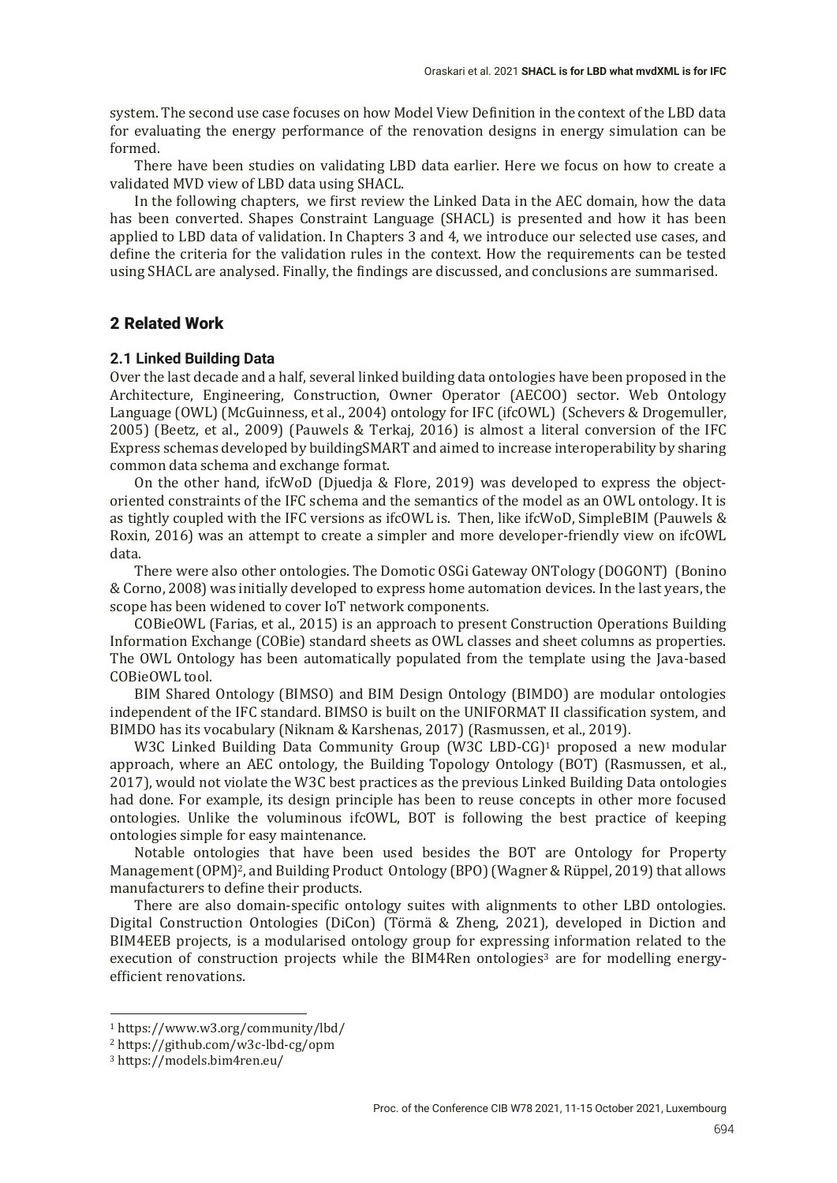system. The second use case focuses on how Model View Definition in the context of the LBD data for evaluating the energy performance of the renovation designs in energy simulation can be formed.

There have been studies on validating LBD data earlier. Here we focus on how to create a validated MVD view of LBD data using SHACL.

In the following chapters, we first review the Linked Data in the AEC domain, how the data has been converted. Shapes Constraint Language (SHACL) is presented and how it has been applied to LBD data of validation. In Chapters 3 and 4, we introduce our selected use cases, and define the criteria for the validation rules in the context. How the requirements can be tested using SHACL are analysed. Finally, the findings are discussed, and conclusions are summarised.

## 2 Related Work

### 2.1 Linked Building Data

Over the last decade and a half, several linked building data ontologies have been proposed in the Architecture, Engineering, Construction, Owner Operator (AECOO) sector. Web Ontology Language (OWL) (McGuinness, et al., 2004) ontology for IFC (ifcOWL) (Schevers & Drogemuller, 2005) (Beetz, et al., 2009) (Pauwels & Terkaj, 2016) is almost a literal conversion of the IFC Express schemas developed by buildingSMART and aimed to increase interoperability by sharing common data schema and exchange format.

On the other hand, ifcWoD (Djuedja & Flore, 2019) was developed to express the object-oriented constraints of the IFC schema and the semantics of the model as an OWL ontology. It is as tightly coupled with the IFC versions as ifcOWL is. Then, like ifcWoD, SimpleBIM (Pauwels & Roxin, 2016) was an attempt to create a simpler and more developer-friendly view on ifcOWL data.

There were also other ontologies. The Domotic OSGi Gateway ONTology (DOGONT) (Bonino & Corno, 2008) was initially developed to express home automation devices. In the last years, the scope has been widened to cover IoT network components.

COBieOWL (Farias, et al., 2015) is an approach to present Construction Operations Building Information Exchange (COBie) standard sheets as OWL classes and sheet columns as properties. The OWL Ontology has been automatically populated from the template using the Java-based COBieOWL tool.

BIM Shared Ontology (BIMSO) and BIM Design Ontology (BIMDO) are modular ontologies independent of the IFC standard. BIMSO is built on the UNIFORMAT II classification system, and BIMDO has its vocabulary (Niknam & Karshenas, 2017) (Rasmussen, et al., 2019).

W3C Linked Building Data Community Group (W3C LBD-CG)[1] proposed a new modular approach, where an AEC ontology, the Building Topology Ontology (BOT) (Rasmussen, et al., 2017), would not violate the W3C best practices as the previous Linked Building Data ontologies had done. For example, its design principle has been to reuse concepts in other more focused ontologies. Unlike the voluminous ifcOWL, BOT is following the best practice of keeping ontologies simple for easy maintenance.

Notable ontologies that have been used besides the BOT are Ontology for Property Management (OPM)[2], and Building Product Ontology (BPO) (Wagner & Rüppel, 2019) that allows manufacturers to define their products.

There are also domain-specific ontology suites with alignments to other LBD ontologies. Digital Construction Ontologies (DiCon) (Törmä & Zheng, 2021), developed in Diction and BIM4EEB projects, is a modularised ontology group for expressing information related to the execution of construction projects while the BIM4Ren ontologies[3] are for modelling energy-efficient renovations.

[1] https://www.w3.org/community/lbd/
[2] https://github.com/w3c-lbd-cg/opm
[3] https://models.bim4ren.eu/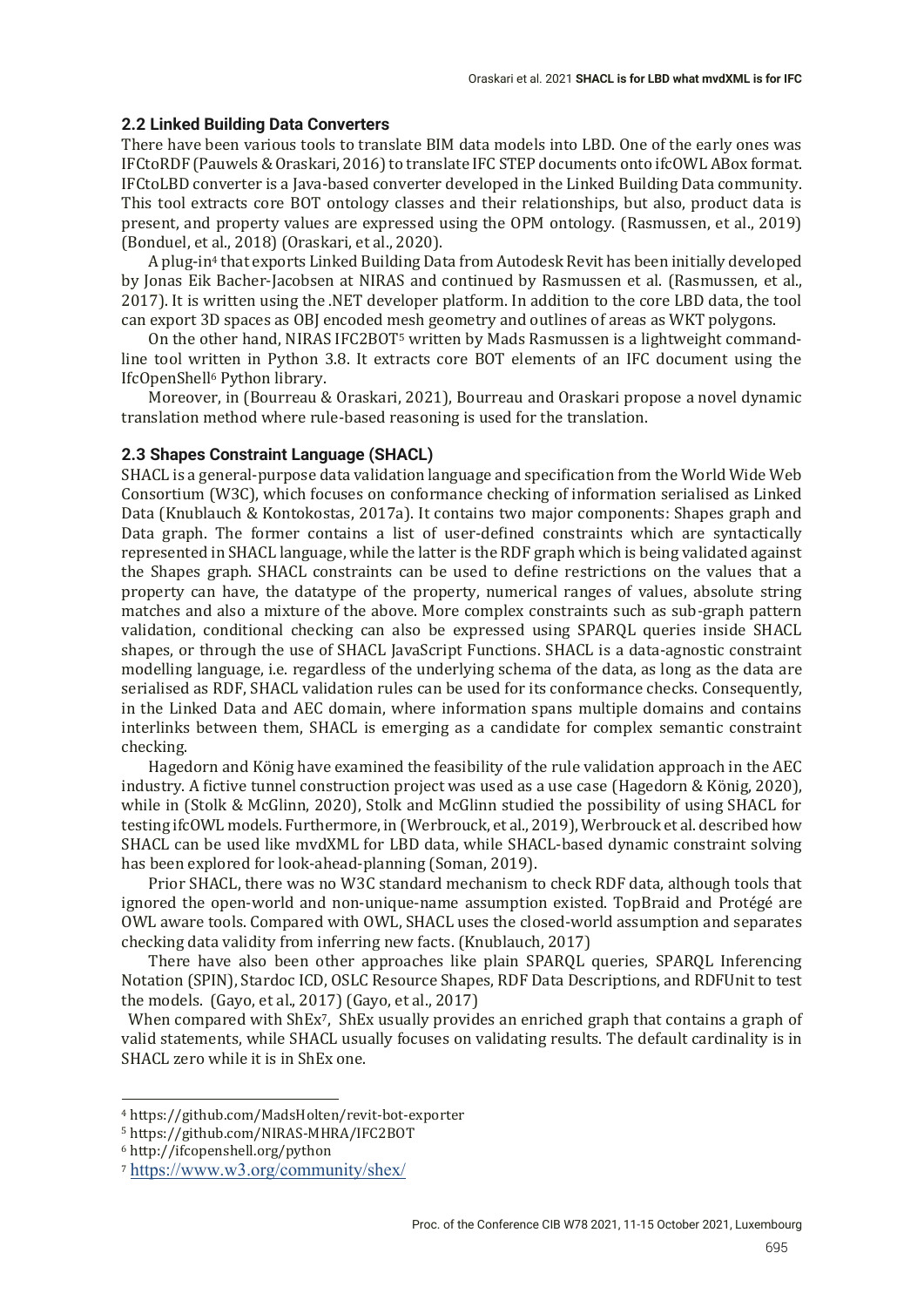### 2.2 Linked Building Data Converters

There have been various tools to translate BIM data models into LBD. One of the early ones was IFCtoRDF (Pauwels & Oraskari, 2016) to translate IFC STEP documents onto ifcOWL ABox format. IFCtoLBD converter is a Java-based converter developed in the Linked Building Data community. This tool extracts core BOT ontology classes and their relationships, but also, product data is present, and property values are expressed using the OPM ontology. (Rasmussen, et al., 2019) (Bonduel, et al., 2018) (Oraskari, et al., 2020).

A plug-in[4] that exports Linked Building Data from Autodesk Revit has been initially developed by Jonas Eik Bacher-Jacobsen at NIRAS and continued by Rasmussen et al. (Rasmussen, et al., 2017). It is written using the .NET developer platform. In addition to the core LBD data, the tool can export 3D spaces as OBJ encoded mesh geometry and outlines of areas as WKT polygons.

On the other hand, NIRAS IFC2BOT[5] written by Mads Rasmussen is a lightweight command-line tool written in Python 3.8. It extracts core BOT elements of an IFC document using the IfcOpenShell[6] Python library.

Moreover, in (Bourreau & Oraskari, 2021), Bourreau and Oraskari propose a novel dynamic translation method where rule-based reasoning is used for the translation.

### 2.3 Shapes Constraint Language (SHACL)

SHACL is a general-purpose data validation language and specification from the World Wide Web Consortium (W3C), which focuses on conformance checking of information serialised as Linked Data (Knublauch & Kontokostas, 2017a). It contains two major components: Shapes graph and Data graph. The former contains a list of user-defined constraints which are syntactically represented in SHACL language, while the latter is the RDF graph which is being validated against the Shapes graph. SHACL constraints can be used to define restrictions on the values that a property can have, the datatype of the property, numerical ranges of values, absolute string matches and also a mixture of the above. More complex constraints such as sub-graph pattern validation, conditional checking can also be expressed using SPARQL queries inside SHACL shapes, or through the use of SHACL JavaScript Functions. SHACL is a data-agnostic constraint modelling language, i.e. regardless of the underlying schema of the data, as long as the data are serialised as RDF, SHACL validation rules can be used for its conformance checks. Consequently, in the Linked Data and AEC domain, where information spans multiple domains and contains interlinks between them, SHACL is emerging as a candidate for complex semantic constraint checking.

Hagedorn and König have examined the feasibility of the rule validation approach in the AEC industry. A fictive tunnel construction project was used as a use case (Hagedorn & König, 2020), while in (Stolk & McGlinn, 2020), Stolk and McGlinn studied the possibility of using SHACL for testing ifcOWL models. Furthermore, in (Werbrouck, et al., 2019), Werbrouck et al. described how SHACL can be used like mvdXML for LBD data, while SHACL-based dynamic constraint solving has been explored for look-ahead-planning (Soman, 2019).

Prior SHACL, there was no W3C standard mechanism to check RDF data, although tools that ignored the open-world and non-unique-name assumption existed. TopBraid and Protégé are OWL aware tools. Compared with OWL, SHACL uses the closed-world assumption and separates checking data validity from inferring new facts. (Knublauch, 2017)

There have also been other approaches like plain SPARQL queries, SPARQL Inferencing Notation (SPIN), Stardoc ICD, OSLC Resource Shapes, RDF Data Descriptions, and RDFUnit to test the models. (Gayo, et al., 2017) (Gayo, et al., 2017)

When compared with ShEx[7], ShEx usually provides an enriched graph that contains a graph of valid statements, while SHACL usually focuses on validating results. The default cardinality is in SHACL zero while it is in ShEx one.

---

[4] https://github.com/MadsHolten/revit-bot-exporter

[5] https://github.com/NIRAS-MHRA/IFC2BOT

[6] http://ifcopenshell.org/python

[7] https://www.w3.org/community/shex/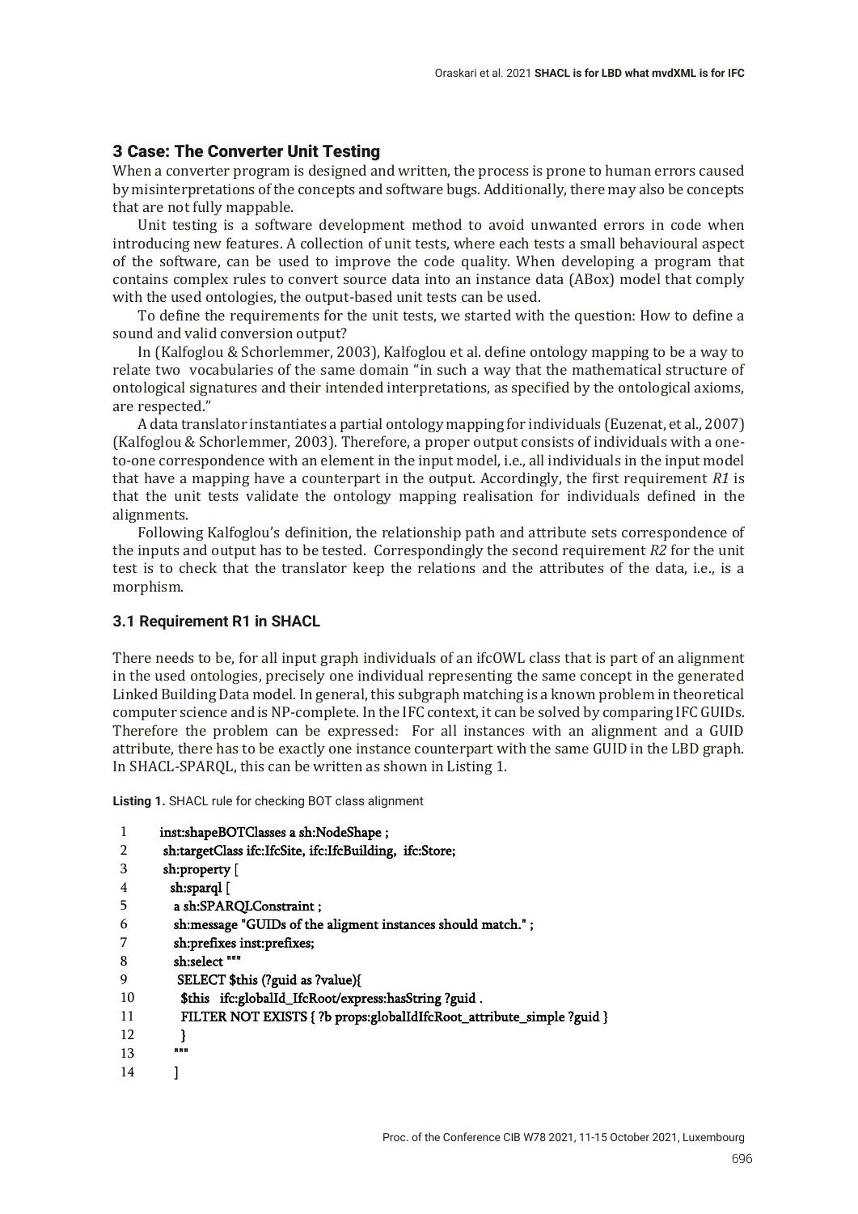## 3 Case: The Converter Unit Testing

When a converter program is designed and written, the process is prone to human errors caused by misinterpretations of the concepts and software bugs. Additionally, there may also be concepts that are not fully mappable.

Unit testing is a software development method to avoid unwanted errors in code when introducing new features. A collection of unit tests, where each tests a small behavioural aspect of the software, can be used to improve the code quality. When developing a program that contains complex rules to convert source data into an instance data (ABox) model that comply with the used ontologies, the output-based unit tests can be used.

To define the requirements for the unit tests, we started with the question: How to define a sound and valid conversion output?

In (Kalfoglou & Schorlemmer, 2003), Kalfoglou et al. define ontology mapping to be a way to relate two vocabularies of the same domain "in such a way that the mathematical structure of ontological signatures and their intended interpretations, as specified by the ontological axioms, are respected."

A data translator instantiates a partial ontology mapping for individuals (Euzenat, et al., 2007) (Kalfoglou & Schorlemmer, 2003). Therefore, a proper output consists of individuals with a one-to-one correspondence with an element in the input model, i.e., all individuals in the input model that have a mapping have a counterpart in the output. Accordingly, the first requirement *R1* is that the unit tests validate the ontology mapping realisation for individuals defined in the alignments.

Following Kalfoglou's definition, the relationship path and attribute sets correspondence of the inputs and output has to be tested. Correspondingly the second requirement *R2* for the unit test is to check that the translator keep the relations and the attributes of the data, i.e., is a morphism.

### 3.1 Requirement R1 in SHACL

There needs to be, for all input graph individuals of an ifcOWL class that is part of an alignment in the used ontologies, precisely one individual representing the same concept in the generated Linked Building Data model. In general, this subgraph matching is a known problem in theoretical computer science and is NP-complete. In the IFC context, it can be solved by comparing IFC GUIDs. Therefore the problem can be expressed: For all instances with an alignment and a GUID attribute, there has to be exactly one instance counterpart with the same GUID in the LBD graph. In SHACL-SPARQL, this can be written as shown in Listing 1.

**Listing 1.** SHACL rule for checking BOT class alignment

```
1   inst:shapeBOTClasses a sh:NodeShape ;
2    sh:targetClass ifc:IfcSite, ifc:IfcBuilding,  ifc:Store;
3    sh:property [
4     sh:sparql [
5      a sh:SPARQLConstraint ;
6      sh:message "GUIDs of the aligment instances should match." ;
7      sh:prefixes inst:prefixes;
8      sh:select """
9       SELECT $this (?guid as ?value){
10        $this   ifc:globalId_IfcRoot/express:hasString ?guid .
11        FILTER NOT EXISTS { ?b props:globalIdIfcRoot_attribute_simple ?guid }
12       }
13      """
14     ]
```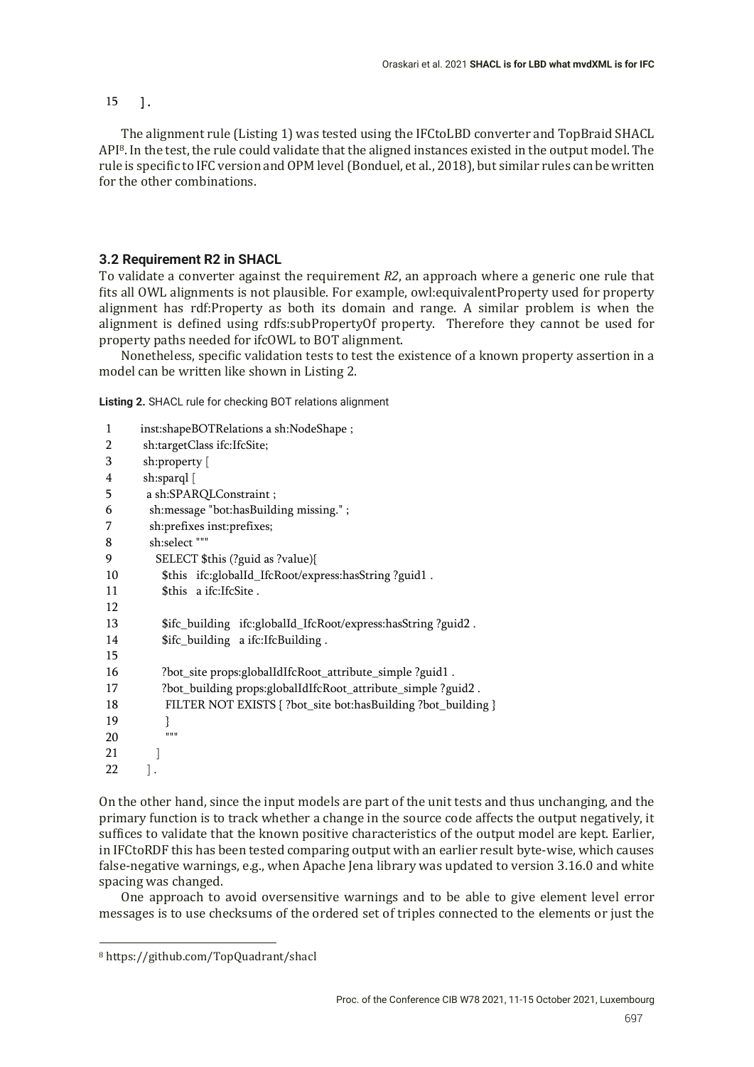```
15    ] .
```

The alignment rule (Listing 1) was tested using the IFCtoLBD converter and TopBraid SHACL API[8]. In the test, the rule could validate that the aligned instances existed in the output model. The rule is specific to IFC version and OPM level (Bonduel, et al., 2018), but similar rules can be written for the other combinations.

### 3.2 Requirement R2 in SHACL

To validate a converter against the requirement *R2*, an approach where a generic one rule that fits all OWL alignments is not plausible. For example, owl:equivalentProperty used for property alignment has rdf:Property as both its domain and range. A similar problem is when the alignment is defined using rdfs:subPropertyOf property. Therefore they cannot be used for property paths needed for ifcOWL to BOT alignment.

Nonetheless, specific validation tests to test the existence of a known property assertion in a model can be written like shown in Listing 2.

**Listing 2.** SHACL rule for checking BOT relations alignment

```
1    inst:shapeBOTRelations a sh:NodeShape ;
2     sh:targetClass ifc:IfcSite;
3     sh:property [
4     sh:sparql [
5      a sh:SPARQLConstraint ;
6       sh:message "bot:hasBuilding missing." ;
7       sh:prefixes inst:prefixes;
8       sh:select """
9         SELECT $this (?guid as ?value){
10          $this   ifc:globalId_IfcRoot/express:hasString ?guid1 .
11          $this   a ifc:IfcSite .
12
13          $ifc_building   ifc:globalId_IfcRoot/express:hasString ?guid2 .
14          $ifc_building   a ifc:IfcBuilding .
15
16          ?bot_site props:globalIdIfcRoot_attribute_simple ?guid1 .
17          ?bot_building props:globalIdIfcRoot_attribute_simple ?guid2 .
18           FILTER NOT EXISTS { ?bot_site bot:hasBuilding ?bot_building }
19          }
20          """
21       ]
22     ] .
```

On the other hand, since the input models are part of the unit tests and thus unchanging, and the primary function is to track whether a change in the source code affects the output negatively, it suffices to validate that the known positive characteristics of the output model are kept. Earlier, in IFCtoRDF this has been tested comparing output with an earlier result byte-wise, which causes false-negative warnings, e.g., when Apache Jena library was updated to version 3.16.0 and white spacing was changed.

One approach to avoid oversensitive warnings and to be able to give element level error messages is to use checksums of the ordered set of triples connected to the elements or just the

[8] https://github.com/TopQuadrant/shacl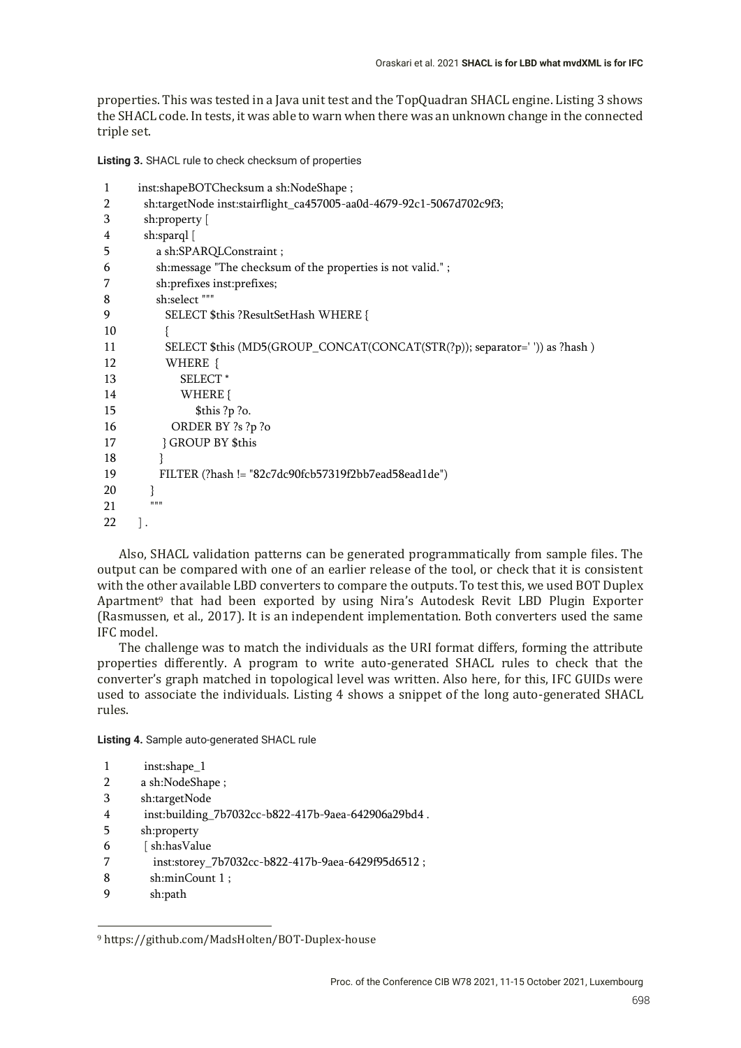properties. This was tested in a Java unit test and the TopQuadran SHACL engine. Listing 3 shows the SHACL code. In tests, it was able to warn when there was an unknown change in the connected triple set.

**Listing 3.** SHACL rule to check checksum of properties

```
1    inst:shapeBOTChecksum a sh:NodeShape ;
2     sh:targetNode inst:stairflight_ca457005-aa0d-4679-92c1-5067d702c9f3;
3     sh:property [
4     sh:sparql [
5        a sh:SPARQLConstraint ;
6        sh:message "The checksum of the properties is not valid." ;
7        sh:prefixes inst:prefixes;
8        sh:select """
9          SELECT $this ?ResultSetHash WHERE {
10         {
11         SELECT $this (MD5(GROUP_CONCAT(CONCAT(STR(?p)); separator=' ')) as ?hash )
12         WHERE  {
13             SELECT *
14             WHERE {
15                 $this ?p ?o.
16           ORDER BY ?s ?p ?o
17         } GROUP BY $this
18         }
19         FILTER (?hash != "82c7dc90fcb57319f2bb7ead58ead1de")
20       }
21       """
22     ] .
```

Also, SHACL validation patterns can be generated programmatically from sample files. The output can be compared with one of an earlier release of the tool, or check that it is consistent with the other available LBD converters to compare the outputs. To test this, we used BOT Duplex Apartment[9] that had been exported by using Nira's Autodesk Revit LBD Plugin Exporter (Rasmussen, et al., 2017). It is an independent implementation. Both converters used the same IFC model.

The challenge was to match the individuals as the URI format differs, forming the attribute properties differently. A program to write auto-generated SHACL rules to check that the converter's graph matched in topological level was written. Also here, for this, IFC GUIDs were used to associate the individuals. Listing 4 shows a snippet of the long auto-generated SHACL rules.

**Listing 4.** Sample auto-generated SHACL rule

```
1     inst:shape_1
2     a sh:NodeShape ;
3     sh:targetNode
4      inst:building_7b7032cc-b822-417b-9aea-642906a29bd4 .
5     sh:property
6      [ sh:hasValue
7        inst:storey_7b7032cc-b822-417b-9aea-6429f95d6512 ;
8       sh:minCount 1 ;
9       sh:path
```

[9] https://github.com/MadsHolten/BOT-Duplex-house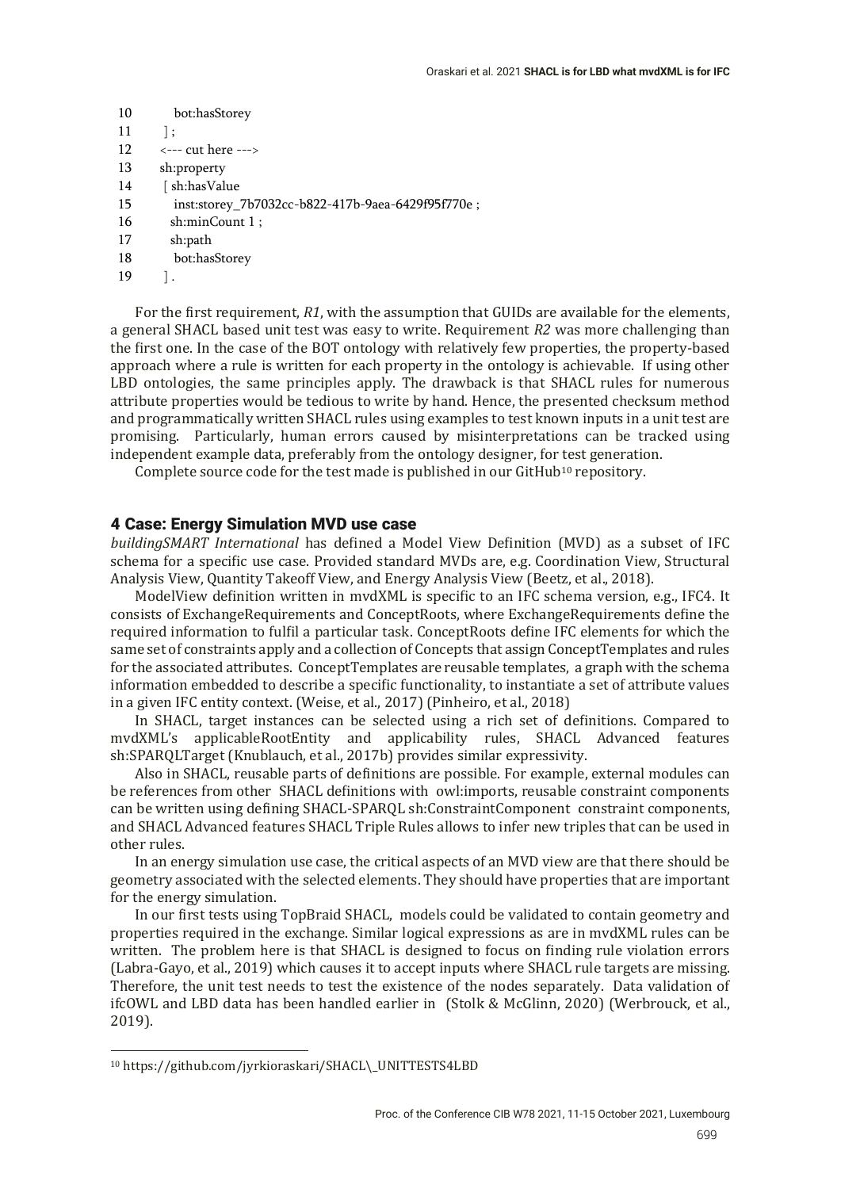```
10        bot:hasStorey
11      ] ;
12     <--- cut here --->
13     sh:property
14       [ sh:hasValue
15         inst:storey_7b7032cc-b822-417b-9aea-6429f95f770e ;
16         sh:minCount 1 ;
17         sh:path
18           bot:hasStorey
19       ] .
```

For the first requirement, *R1*, with the assumption that GUIDs are available for the elements, a general SHACL based unit test was easy to write. Requirement *R2* was more challenging than the first one. In the case of the BOT ontology with relatively few properties, the property-based approach where a rule is written for each property in the ontology is achievable. If using other LBD ontologies, the same principles apply. The drawback is that SHACL rules for numerous attribute properties would be tedious to write by hand. Hence, the presented checksum method and programmatically written SHACL rules using examples to test known inputs in a unit test are promising. Particularly, human errors caused by misinterpretations can be tracked using independent example data, preferably from the ontology designer, for test generation.

Complete source code for the test made is published in our GitHub[10] repository.

## 4 Case: Energy Simulation MVD use case

*buildingSMART International* has defined a Model View Definition (MVD) as a subset of IFC schema for a specific use case. Provided standard MVDs are, e.g. Coordination View, Structural Analysis View, Quantity Takeoff View, and Energy Analysis View (Beetz, et al., 2018).

ModelView definition written in mvdXML is specific to an IFC schema version, e.g., IFC4. It consists of ExchangeRequirements and ConceptRoots, where ExchangeRequirements define the required information to fulfil a particular task. ConceptRoots define IFC elements for which the same set of constraints apply and a collection of Concepts that assign ConceptTemplates and rules for the associated attributes. ConceptTemplates are reusable templates, a graph with the schema information embedded to describe a specific functionality, to instantiate a set of attribute values in a given IFC entity context. (Weise, et al., 2017) (Pinheiro, et al., 2018)

In SHACL, target instances can be selected using a rich set of definitions. Compared to mvdXML's applicableRootEntity and applicability rules, SHACL Advanced features sh:SPARQLTarget (Knublauch, et al., 2017b) provides similar expressivity.

Also in SHACL, reusable parts of definitions are possible. For example, external modules can be references from other SHACL definitions with owl:imports, reusable constraint components can be written using defining SHACL-SPARQL sh:ConstraintComponent constraint components, and SHACL Advanced features SHACL Triple Rules allows to infer new triples that can be used in other rules.

In an energy simulation use case, the critical aspects of an MVD view are that there should be geometry associated with the selected elements. They should have properties that are important for the energy simulation.

In our first tests using TopBraid SHACL, models could be validated to contain geometry and properties required in the exchange. Similar logical expressions as are in mvdXML rules can be written. The problem here is that SHACL is designed to focus on finding rule violation errors (Labra-Gayo, et al., 2019) which causes it to accept inputs where SHACL rule targets are missing. Therefore, the unit test needs to test the existence of the nodes separately. Data validation of ifcOWL and LBD data has been handled earlier in (Stolk & McGlinn, 2020) (Werbrouck, et al., 2019).

---

[10] https://github.com/jyrkioraskari/SHACL\_UNITTESTS4LBD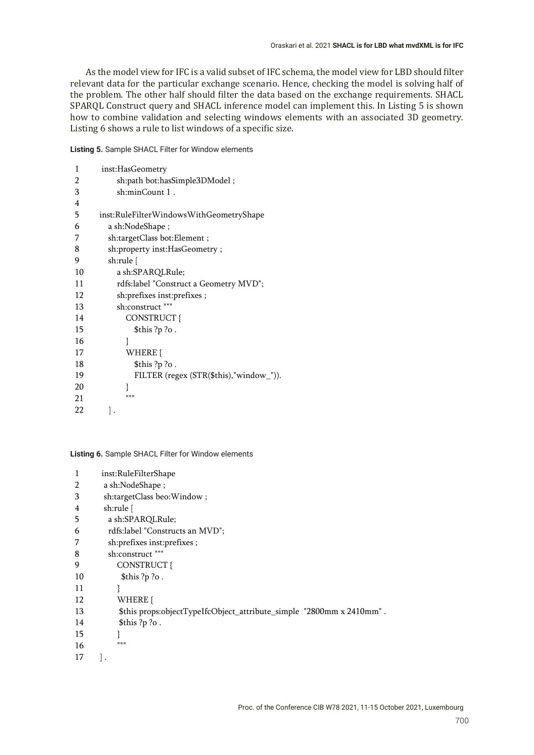As the model view for IFC is a valid subset of IFC schema, the model view for LBD should filter relevant data for the particular exchange scenario. Hence, checking the model is solving half of the problem. The other half should filter the data based on the exchange requirements. SHACL SPARQL Construct query and SHACL inference model can implement this. In Listing 5 is shown how to combine validation and selecting windows elements with an associated 3D geometry. Listing 6 shows a rule to list windows of a specific size.

**Listing 5.** Sample SHACL Filter for Window elements

```
1   inst:HasGeometry
2       sh:path bot:hasSimple3DModel ;
3       sh:minCount 1 .
4
5   inst:RuleFilterWindowsWithGeometryShape
6     a sh:NodeShape ;
7     sh:targetClass bot:Element ;
8     sh:property inst:HasGeometry ;
9     sh:rule [
10      a sh:SPARQLRule;
11      rdfs:label "Construct a Geometry MVD";
12      sh:prefixes inst:prefixes ;
13      sh:construct """
14        CONSTRUCT {
15          $this ?p ?o .
16        }
17        WHERE {
18          $this ?p ?o .
19          FILTER (regex (STR($this),"window_")).
20        }
21        """
22    ] .
```

**Listing 6.** Sample SHACL Filter for Window elements

```
1   inst:RuleFilterShape
2    a sh:NodeShape ;
3    sh:targetClass beo:Window ;
4    sh:rule [
5     a sh:SPARQLRule;
6     rdfs:label "Constructs an MVD";
7     sh:prefixes inst:prefixes ;
8     sh:construct """
9       CONSTRUCT {
10        $this ?p ?o .
11      }
12      WHERE {
13       $this props:objectTypeIfcObject_attribute_simple  "2800mm x 2410mm" .
14       $this ?p ?o .
15      }
16      """
17  ] .
```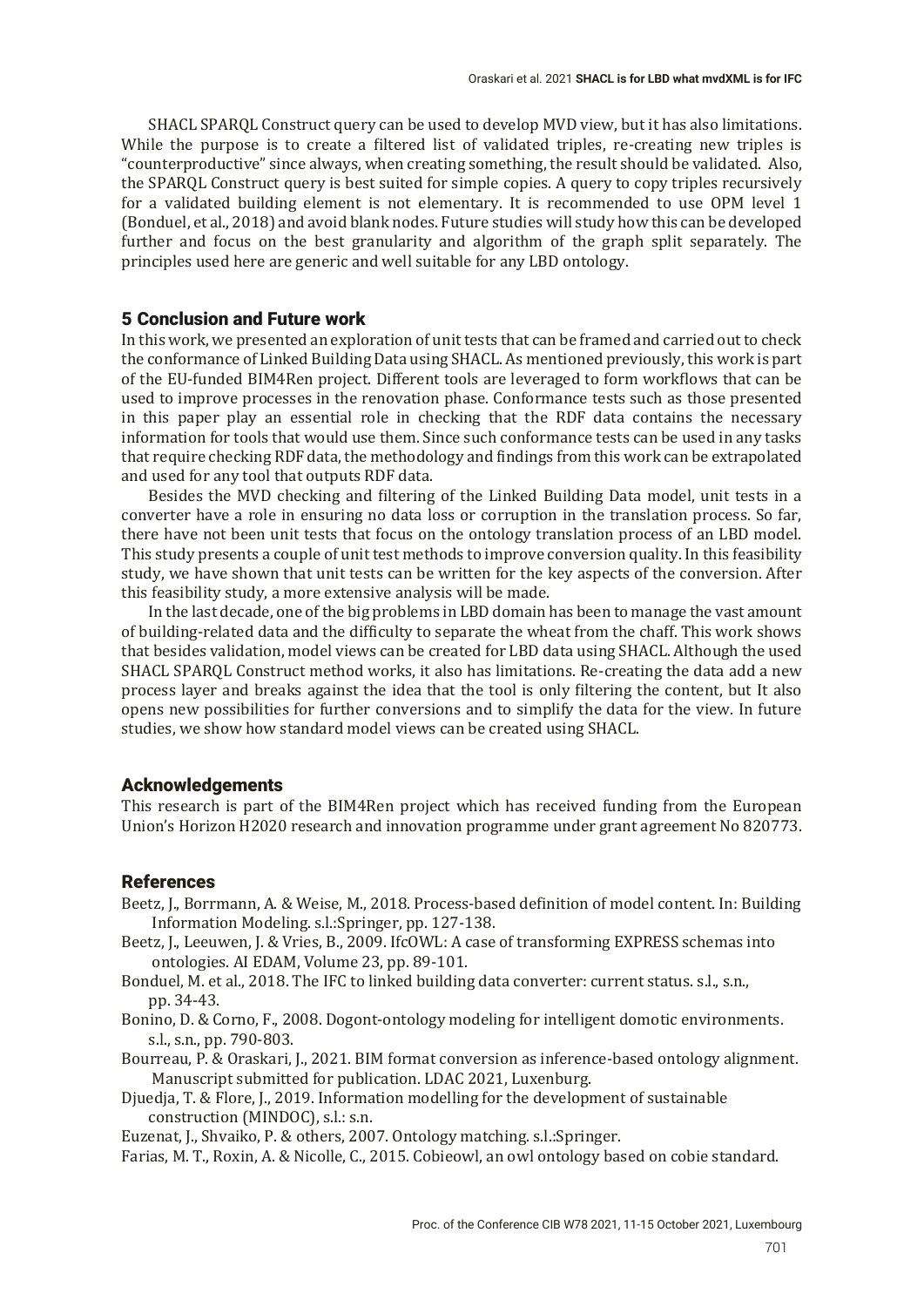SHACL SPARQL Construct query can be used to develop MVD view, but it has also limitations. While the purpose is to create a filtered list of validated triples, re-creating new triples is "counterproductive" since always, when creating something, the result should be validated. Also, the SPARQL Construct query is best suited for simple copies. A query to copy triples recursively for a validated building element is not elementary. It is recommended to use OPM level 1 (Bonduel, et al., 2018) and avoid blank nodes. Future studies will study how this can be developed further and focus on the best granularity and algorithm of the graph split separately. The principles used here are generic and well suitable for any LBD ontology.

## 5 Conclusion and Future work

In this work, we presented an exploration of unit tests that can be framed and carried out to check the conformance of Linked Building Data using SHACL. As mentioned previously, this work is part of the EU-funded BIM4Ren project. Different tools are leveraged to form workflows that can be used to improve processes in the renovation phase. Conformance tests such as those presented in this paper play an essential role in checking that the RDF data contains the necessary information for tools that would use them. Since such conformance tests can be used in any tasks that require checking RDF data, the methodology and findings from this work can be extrapolated and used for any tool that outputs RDF data.

Besides the MVD checking and filtering of the Linked Building Data model, unit tests in a converter have a role in ensuring no data loss or corruption in the translation process. So far, there have not been unit tests that focus on the ontology translation process of an LBD model. This study presents a couple of unit test methods to improve conversion quality. In this feasibility study, we have shown that unit tests can be written for the key aspects of the conversion. After this feasibility study, a more extensive analysis will be made.

In the last decade, one of the big problems in LBD domain has been to manage the vast amount of building-related data and the difficulty to separate the wheat from the chaff. This work shows that besides validation, model views can be created for LBD data using SHACL. Although the used SHACL SPARQL Construct method works, it also has limitations. Re-creating the data add a new process layer and breaks against the idea that the tool is only filtering the content, but It also opens new possibilities for further conversions and to simplify the data for the view. In future studies, we show how standard model views can be created using SHACL.

## Acknowledgements

This research is part of the BIM4Ren project which has received funding from the European Union's Horizon H2020 research and innovation programme under grant agreement No 820773.

## References

Beetz, J., Borrmann, A. & Weise, M., 2018. Process-based definition of model content. In: Building Information Modeling. s.l.:Springer, pp. 127-138.

Beetz, J., Leeuwen, J. & Vries, B., 2009. IfcOWL: A case of transforming EXPRESS schemas into ontologies. AI EDAM, Volume 23, pp. 89-101.

Bonduel, M. et al., 2018. The IFC to linked building data converter: current status. s.l., s.n., pp. 34-43.

Bonino, D. & Corno, F., 2008. Dogont-ontology modeling for intelligent domotic environments. s.l., s.n., pp. 790-803.

Bourreau, P. & Oraskari, J., 2021. BIM format conversion as inference-based ontology alignment. Manuscript submitted for publication. LDAC 2021, Luxenburg.

Djuedja, T. & Flore, J., 2019. Information modelling for the development of sustainable construction (MINDOC), s.l.: s.n.

Euzenat, J., Shvaiko, P. & others, 2007. Ontology matching. s.l.:Springer.

Farias, M. T., Roxin, A. & Nicolle, C., 2015. Cobieowl, an owl ontology based on cobie standard.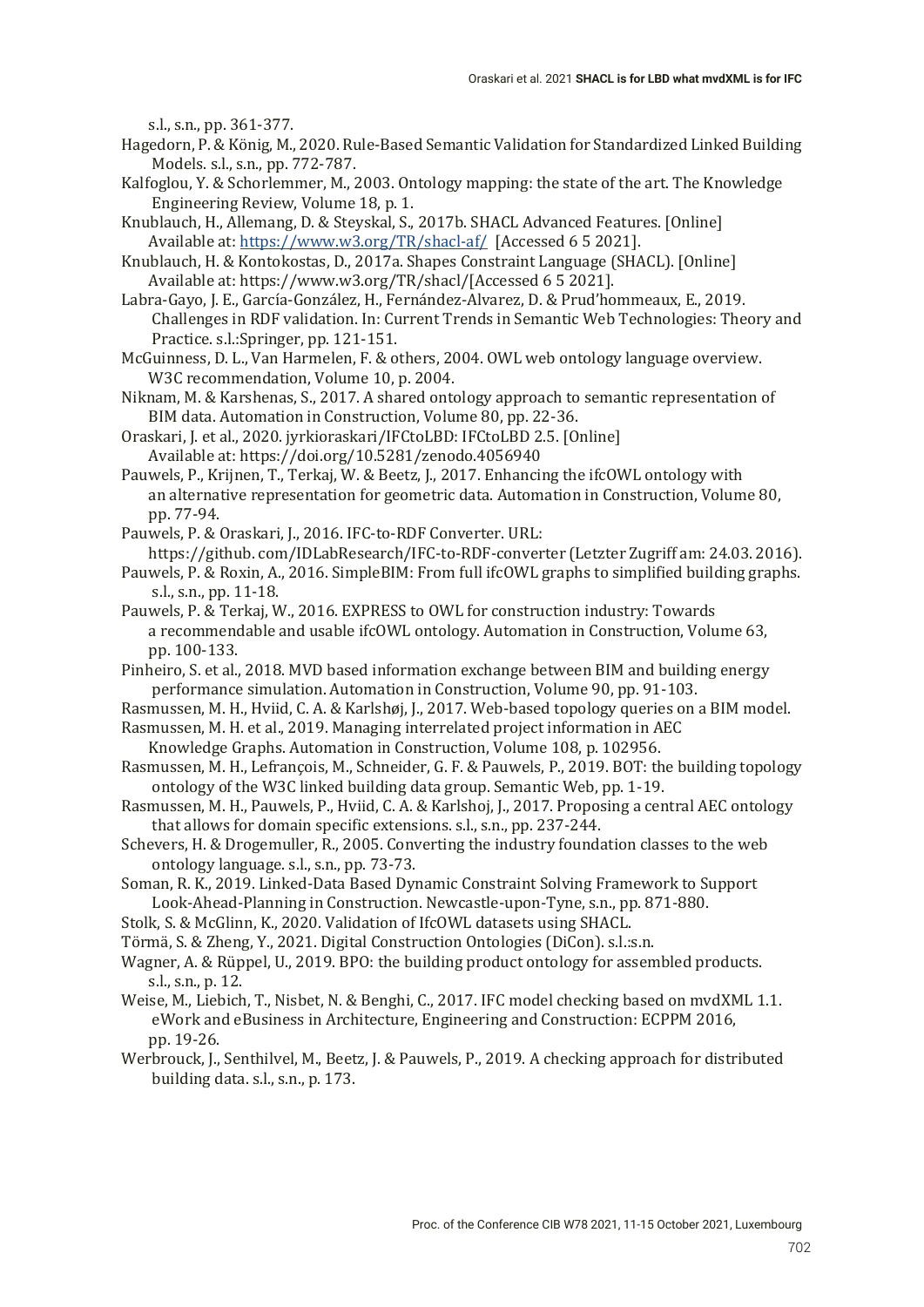s.l., s.n., pp. 361-377.

Hagedorn, P. & König, M., 2020. Rule-Based Semantic Validation for Standardized Linked Building Models. s.l., s.n., pp. 772-787.

Kalfoglou, Y. & Schorlemmer, M., 2003. Ontology mapping: the state of the art. The Knowledge Engineering Review, Volume 18, p. 1.

Knublauch, H., Allemang, D. & Steyskal, S., 2017b. SHACL Advanced Features. [Online] Available at: https://www.w3.org/TR/shacl-af/ [Accessed 6 5 2021].

Knublauch, H. & Kontokostas, D., 2017a. Shapes Constraint Language (SHACL). [Online] Available at: https://www.w3.org/TR/shacl/[Accessed 6 5 2021].

Labra-Gayo, J. E., García-González, H., Fernández-Alvarez, D. & Prud'hommeaux, E., 2019. Challenges in RDF validation. In: Current Trends in Semantic Web Technologies: Theory and Practice. s.l.:Springer, pp. 121-151.

McGuinness, D. L., Van Harmelen, F. & others, 2004. OWL web ontology language overview. W3C recommendation, Volume 10, p. 2004.

Niknam, M. & Karshenas, S., 2017. A shared ontology approach to semantic representation of BIM data. Automation in Construction, Volume 80, pp. 22-36.

Oraskari, J. et al., 2020. jyrkioraskari/IFCtoLBD: IFCtoLBD 2.5. [Online] Available at: https://doi.org/10.5281/zenodo.4056940

Pauwels, P., Krijnen, T., Terkaj, W. & Beetz, J., 2017. Enhancing the ifcOWL ontology with an alternative representation for geometric data. Automation in Construction, Volume 80, pp. 77-94.

Pauwels, P. & Oraskari, J., 2016. IFC-to-RDF Converter. URL: https://github. com/IDLabResearch/IFC-to-RDF-converter (Letzter Zugriff am: 24.03. 2016).

Pauwels, P. & Roxin, A., 2016. SimpleBIM: From full ifcOWL graphs to simplified building graphs. s.l., s.n., pp. 11-18.

Pauwels, P. & Terkaj, W., 2016. EXPRESS to OWL for construction industry: Towards a recommendable and usable ifcOWL ontology. Automation in Construction, Volume 63, pp. 100-133.

Pinheiro, S. et al., 2018. MVD based information exchange between BIM and building energy performance simulation. Automation in Construction, Volume 90, pp. 91-103.

Rasmussen, M. H., Hviid, C. A. & Karlshøj, J., 2017. Web-based topology queries on a BIM model.

Rasmussen, M. H. et al., 2019. Managing interrelated project information in AEC Knowledge Graphs. Automation in Construction, Volume 108, p. 102956.

Rasmussen, M. H., Lefrançois, M., Schneider, G. F. & Pauwels, P., 2019. BOT: the building topology ontology of the W3C linked building data group. Semantic Web, pp. 1-19.

Rasmussen, M. H., Pauwels, P., Hviid, C. A. & Karlshoj, J., 2017. Proposing a central AEC ontology that allows for domain specific extensions. s.l., s.n., pp. 237-244.

Schevers, H. & Drogemuller, R., 2005. Converting the industry foundation classes to the web ontology language. s.l., s.n., pp. 73-73.

Soman, R. K., 2019. Linked-Data Based Dynamic Constraint Solving Framework to Support Look-Ahead-Planning in Construction. Newcastle-upon-Tyne, s.n., pp. 871-880.

Stolk, S. & McGlinn, K., 2020. Validation of IfcOWL datasets using SHACL.

Törmä, S. & Zheng, Y., 2021. Digital Construction Ontologies (DiCon). s.l.:s.n.

Wagner, A. & Rüppel, U., 2019. BPO: the building product ontology for assembled products. s.l., s.n., p. 12.

Weise, M., Liebich, T., Nisbet, N. & Benghi, C., 2017. IFC model checking based on mvdXML 1.1. eWork and eBusiness in Architecture, Engineering and Construction: ECPPM 2016, pp. 19-26.

Werbrouck, J., Senthilvel, M., Beetz, J. & Pauwels, P., 2019. A checking approach for distributed building data. s.l., s.n., p. 173.